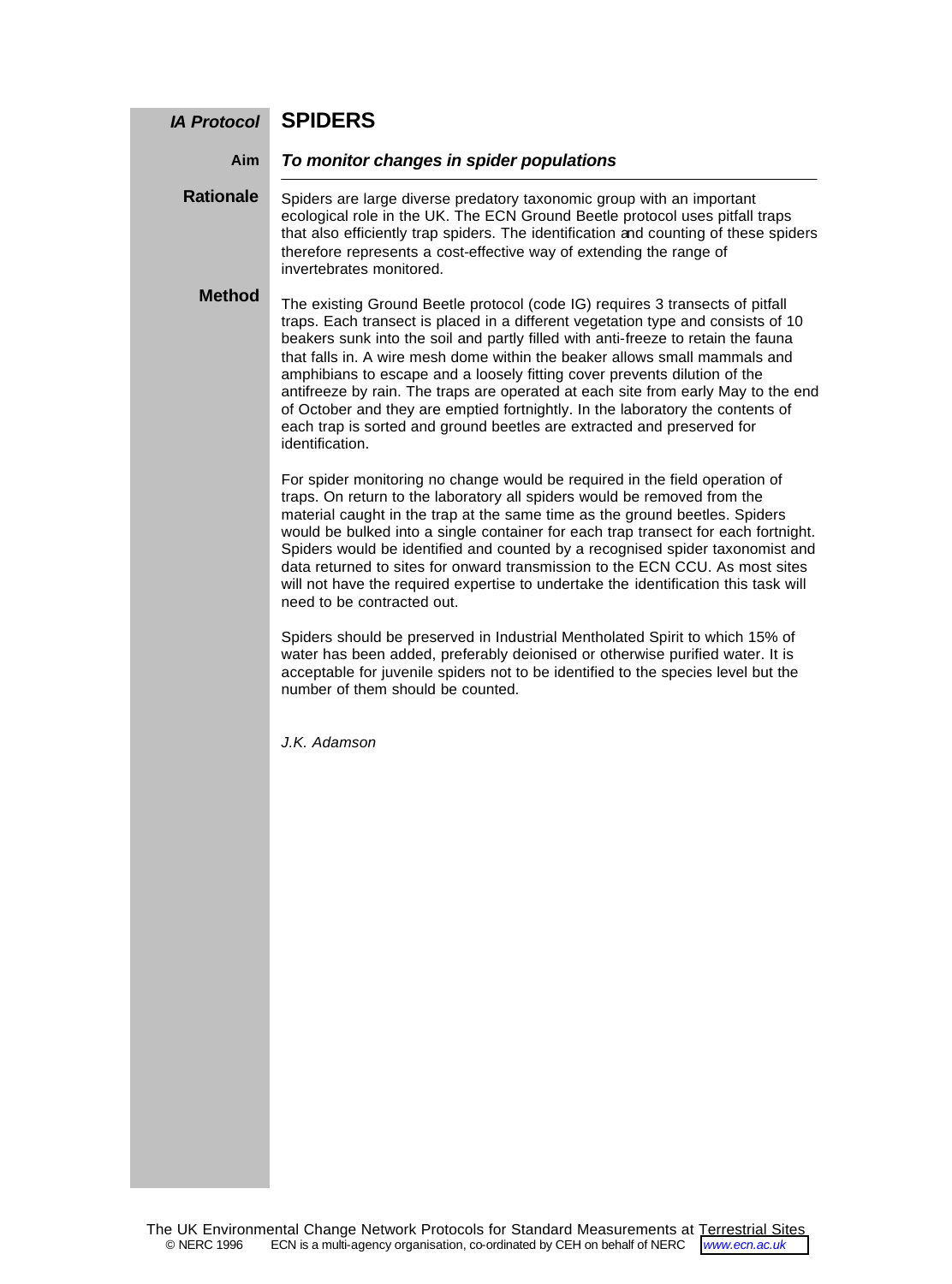# IA Protocol SPIDERS

**Aim** *To monitor changes in spider populations*

## Rationale

Spiders are large diverse predatory taxonomic group with an important ecological role in the UK. The ECN Ground Beetle protocol uses pitfall traps that also efficiently trap spiders. The identification and counting of these spiders therefore represents a cost-effective way of extending the range of invertebrates monitored.

## Method

The existing Ground Beetle protocol (code IG) requires 3 transects of pitfall traps. Each transect is placed in a different vegetation type and consists of 10 beakers sunk into the soil and partly filled with anti-freeze to retain the fauna that falls in. A wire mesh dome within the beaker allows small mammals and amphibians to escape and a loosely fitting cover prevents dilution of the antifreeze by rain. The traps are operated at each site from early May to the end of October and they are emptied fortnightly. In the laboratory the contents of each trap is sorted and ground beetles are extracted and preserved for identification.

For spider monitoring no change would be required in the field operation of traps. On return to the laboratory all spiders would be removed from the material caught in the trap at the same time as the ground beetles. Spiders would be bulked into a single container for each trap transect for each fortnight. Spiders would be identified and counted by a recognised spider taxonomist and data returned to sites for onward transmission to the ECN CCU. As most sites will not have the required expertise to undertake the identification this task will need to be contracted out.

Spiders should be preserved in Industrial Mentholated Spirit to which 15% of water has been added, preferably deionised or otherwise purified water. It is acceptable for juvenile spiders not to be identified to the species level but the number of them should be counted.

*J.K. Adamson*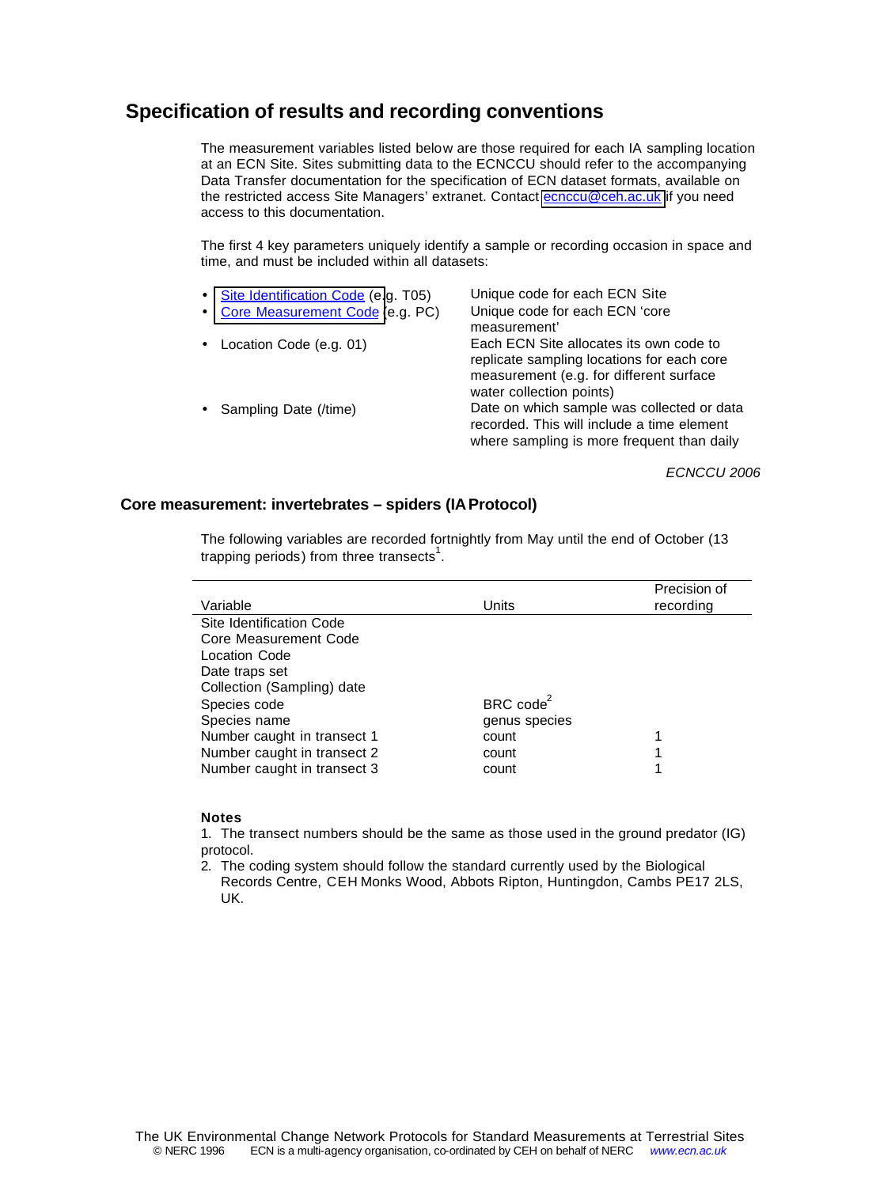## Specification of results and recording conventions

The measurement variables listed below are those required for each IA sampling location at an ECN Site. Sites submitting data to the ECNCCU should refer to the accompanying Data Transfer documentation for the specification of ECN dataset formats, available on the restricted access Site Managers' extranet. Contact ecnccu@ceh.ac.uk if you need access to this documentation.

The first 4 key parameters uniquely identify a sample or recording occasion in space and time, and must be included within all datasets:

| | |
|---|---|
| • Site Identification Code (e.g. T05) | Unique code for each ECN Site |
| • Core Measurement Code (e.g. PC) | Unique code for each ECN 'core measurement' |
| • Location Code (e.g. 01) | Each ECN Site allocates its own code to replicate sampling locations for each core measurement (e.g. for different surface water collection points) |
| • Sampling Date (/time) | Date on which sample was collected or data recorded. This will include a time element where sampling is more frequent than daily |

*ECNCCU 2006*

### Core measurement: invertebrates – spiders (IA Protocol)

The following variables are recorded fortnightly from May until the end of October (13 trapping periods) from three transects[1].

| Variable | Units | Precision of recording |
|---|---|---|
| Site Identification Code | | |
| Core Measurement Code | | |
| Location Code | | |
| Date traps set | | |
| Collection (Sampling) date | | |
| Species code | BRC code[2] | |
| Species name | genus species | |
| Number caught in transect 1 | count | 1 |
| Number caught in transect 2 | count | 1 |
| Number caught in transect 3 | count | 1 |

**Notes**

1. The transect numbers should be the same as those used in the ground predator (IG) protocol.
2. The coding system should follow the standard currently used by the Biological Records Centre, CEH Monks Wood, Abbots Ripton, Huntingdon, Cambs PE17 2LS, UK.